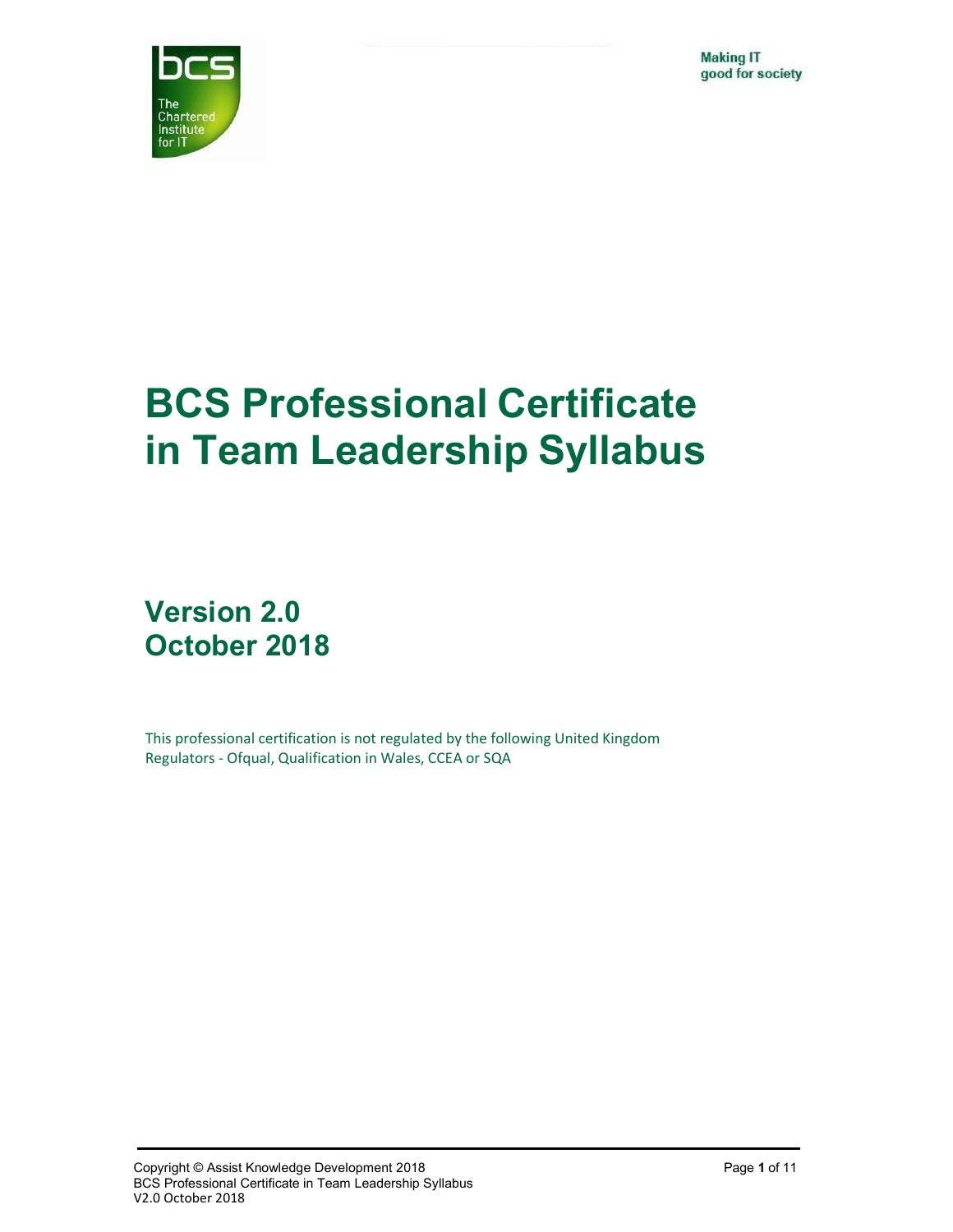Making IT
good for society

# BCS Professional Certificate in Team Leadership Syllabus

## Version 2.0
## October 2018

This professional certification is not regulated by the following United Kingdom Regulators - Ofqual, Qualification in Wales, CCEA or SQA

Copyright © Assist Knowledge Development 2018
BCS Professional Certificate in Team Leadership Syllabus
V2.0 October 2018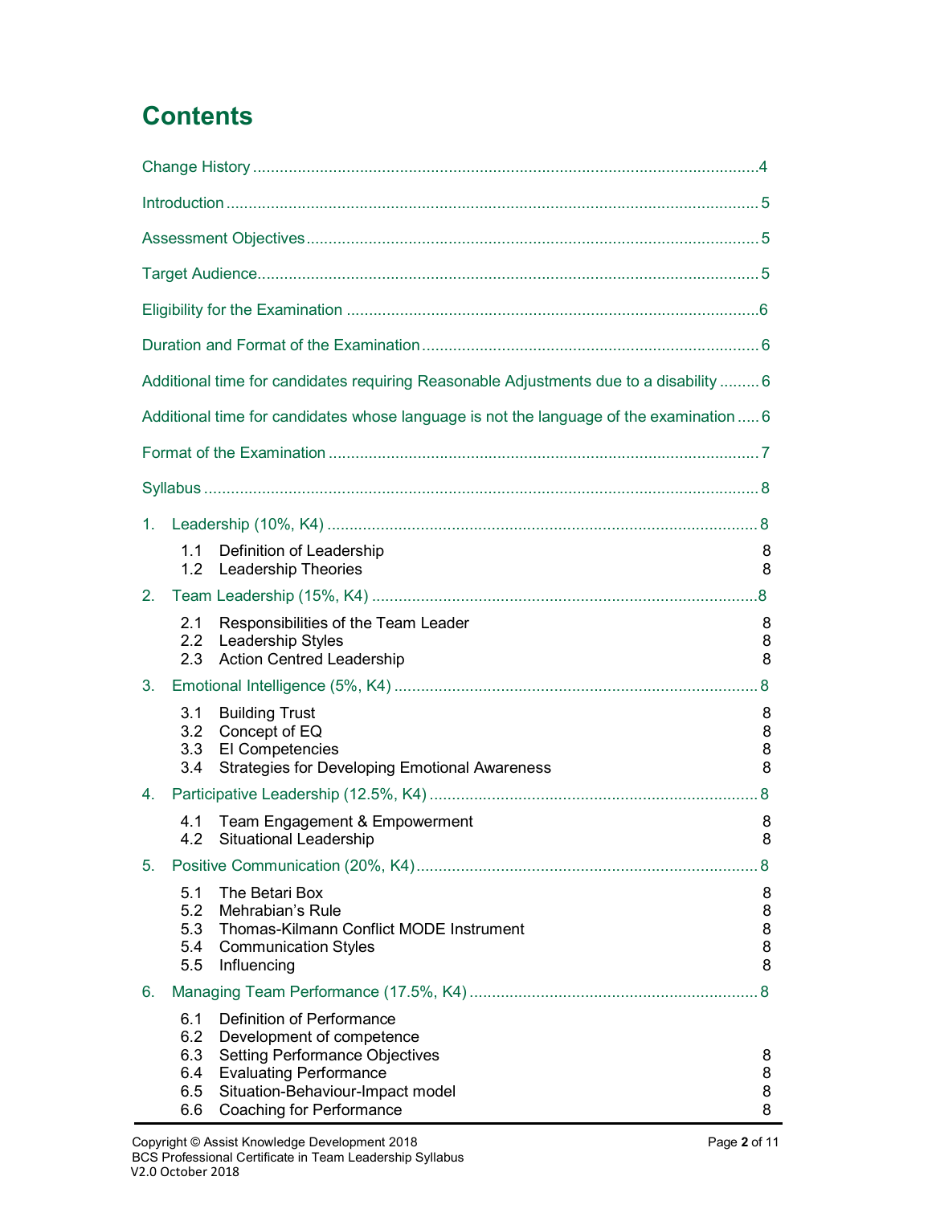# Contents

Change History ....................................................................................................... 4

Introduction ............................................................................................................ 5

Assessment Objectives .......................................................................................... 5

Target Audience ...................................................................................................... 5

Eligibility for the Examination ................................................................................. 6

Duration and Format of the Examination ................................................................ 6

Additional time for candidates requiring Reasonable Adjustments due to a disability ......... 6

Additional time for candidates whose language is not the language of the examination ..... 6

Format of the Examination ...................................................................................... 7

Syllabus .................................................................................................................. 8

1. Leadership (10%, K4) ........................................................................................ 8
   - 1.1 Definition of Leadership ... 8
   - 1.2 Leadership Theories ... 8
2. Team Leadership (15%, K4) ............................................................................... 8
   - 2.1 Responsibilities of the Team Leader ... 8
   - 2.2 Leadership Styles ... 8
   - 2.3 Action Centred Leadership ... 8
3. Emotional Intelligence (5%, K4) ........................................................................ 8
   - 3.1 Building Trust ... 8
   - 3.2 Concept of EQ ... 8
   - 3.3 EI Competencies ... 8
   - 3.4 Strategies for Developing Emotional Awareness ... 8
4. Participative Leadership (12.5%, K4) ................................................................ 8
   - 4.1 Team Engagement & Empowerment ... 8
   - 4.2 Situational Leadership ... 8
5. Positive Communication (20%, K4) ................................................................... 8
   - 5.1 The Betari Box ... 8
   - 5.2 Mehrabian's Rule ... 8
   - 5.3 Thomas-Kilmann Conflict MODE Instrument ... 8
   - 5.4 Communication Styles ... 8
   - 5.5 Influencing ... 8
6. Managing Team Performance (17.5%, K4) ....................................................... 8
   - 6.1 Definition of Performance
   - 6.2 Development of competence
   - 6.3 Setting Performance Objectives ... 8
   - 6.4 Evaluating Performance ... 8
   - 6.5 Situation-Behaviour-Impact model ... 8
   - 6.6 Coaching for Performance ... 8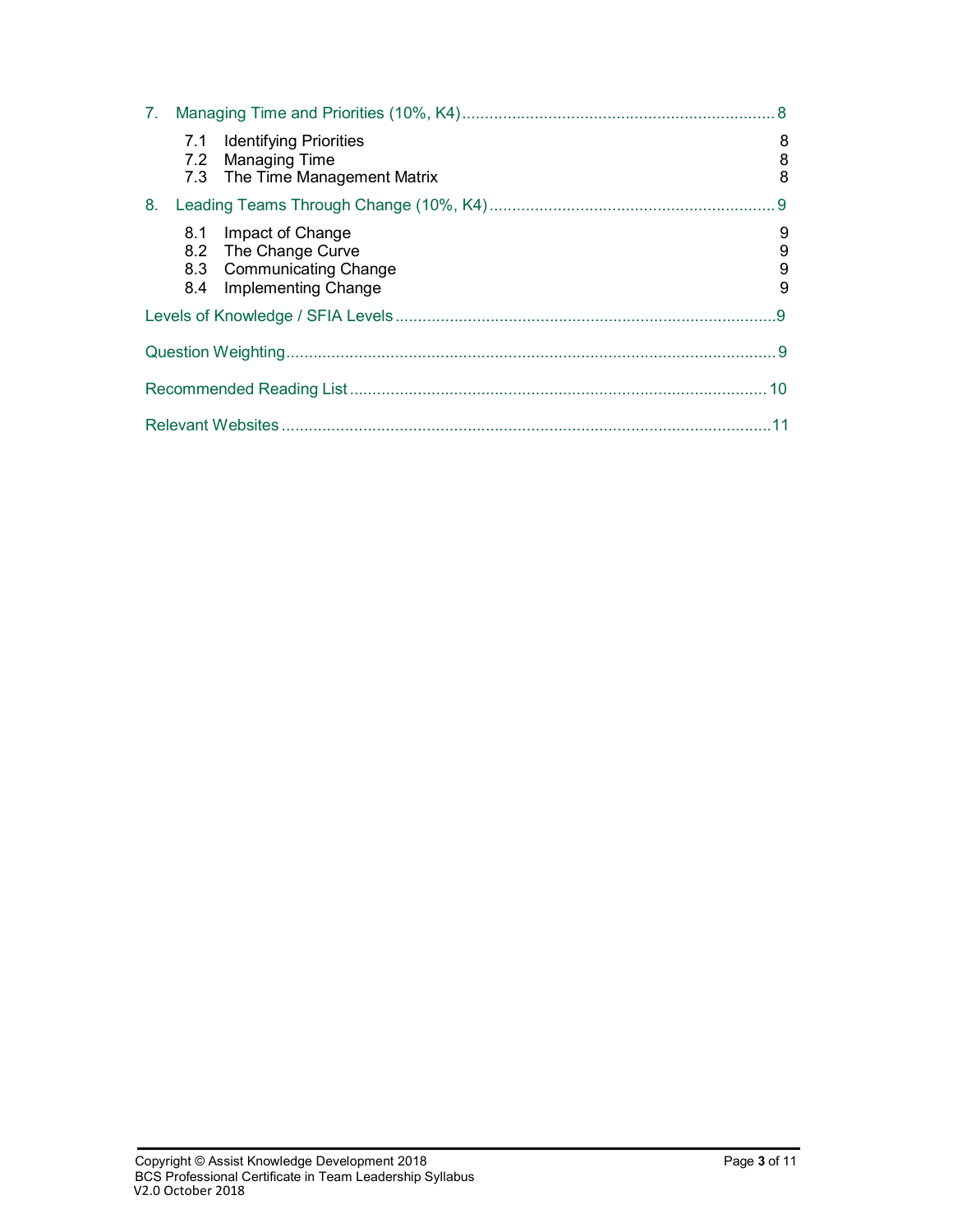7. Managing Time and Priorities (10%, K4) .......... 8

  7.1 Identifying Priorities 8
  7.2 Managing Time 8
  7.3 The Time Management Matrix 8

8. Leading Teams Through Change (10%, K4) .......... 9

  8.1 Impact of Change 9
  8.2 The Change Curve 9
  8.3 Communicating Change 9
  8.4 Implementing Change 9

Levels of Knowledge / SFIA Levels .......... 9

Question Weighting .......... 9

Recommended Reading List .......... 10

Relevant Websites .......... 11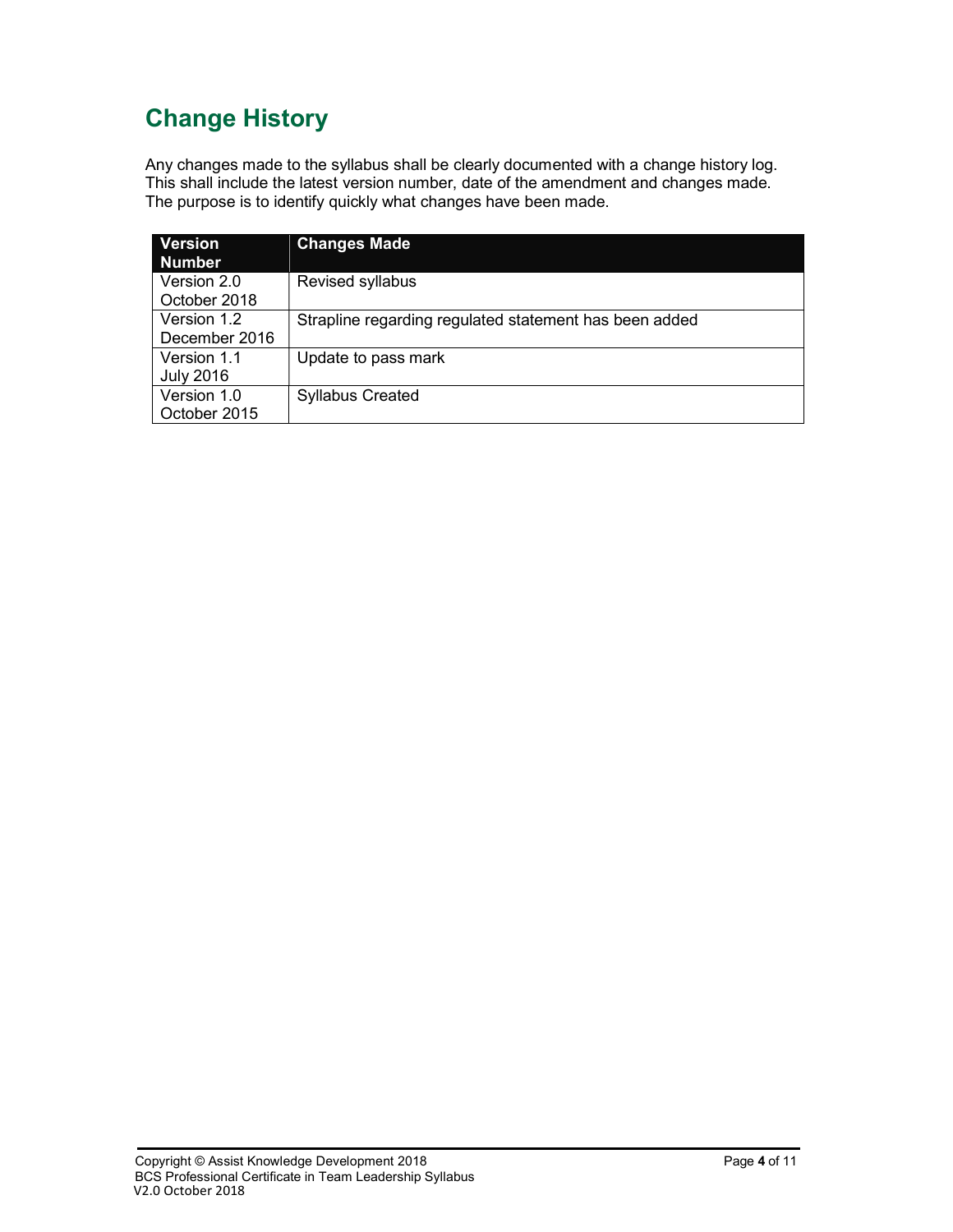# Change History

Any changes made to the syllabus shall be clearly documented with a change history log. This shall include the latest version number, date of the amendment and changes made. The purpose is to identify quickly what changes have been made.

| Version Number | Changes Made |
| --- | --- |
| Version 2.0 October 2018 | Revised syllabus |
| Version 1.2 December 2016 | Strapline regarding regulated statement has been added |
| Version 1.1 July 2016 | Update to pass mark |
| Version 1.0 October 2015 | Syllabus Created |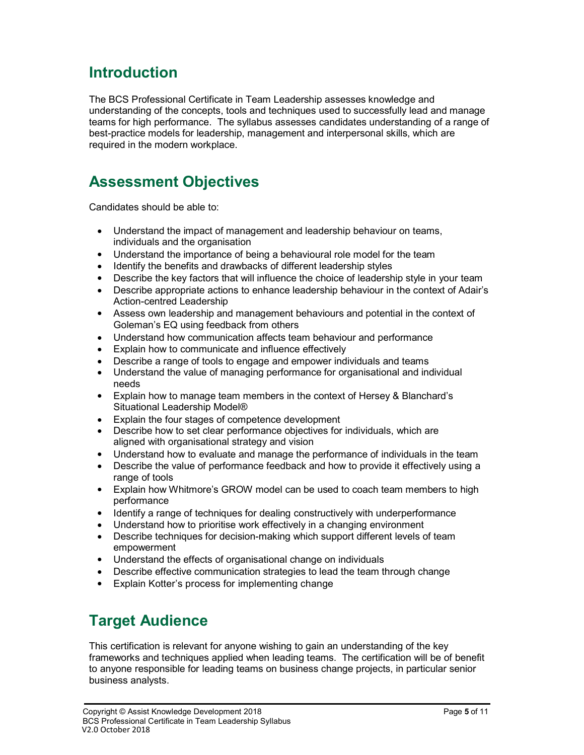## Introduction

The BCS Professional Certificate in Team Leadership assesses knowledge and understanding of the concepts, tools and techniques used to successfully lead and manage teams for high performance. The syllabus assesses candidates understanding of a range of best-practice models for leadership, management and interpersonal skills, which are required in the modern workplace.

## Assessment Objectives

Candidates should be able to:

- Understand the impact of management and leadership behaviour on teams, individuals and the organisation
- Understand the importance of being a behavioural role model for the team
- Identify the benefits and drawbacks of different leadership styles
- Describe the key factors that will influence the choice of leadership style in your team
- Describe appropriate actions to enhance leadership behaviour in the context of Adair's Action-centred Leadership
- Assess own leadership and management behaviours and potential in the context of Goleman's EQ using feedback from others
- Understand how communication affects team behaviour and performance
- Explain how to communicate and influence effectively
- Describe a range of tools to engage and empower individuals and teams
- Understand the value of managing performance for organisational and individual needs
- Explain how to manage team members in the context of Hersey & Blanchard's Situational Leadership Model®
- Explain the four stages of competence development
- Describe how to set clear performance objectives for individuals, which are aligned with organisational strategy and vision
- Understand how to evaluate and manage the performance of individuals in the team
- Describe the value of performance feedback and how to provide it effectively using a range of tools
- Explain how Whitmore's GROW model can be used to coach team members to high performance
- Identify a range of techniques for dealing constructively with underperformance
- Understand how to prioritise work effectively in a changing environment
- Describe techniques for decision-making which support different levels of team empowerment
- Understand the effects of organisational change on individuals
- Describe effective communication strategies to lead the team through change
- Explain Kotter's process for implementing change

## Target Audience

This certification is relevant for anyone wishing to gain an understanding of the key frameworks and techniques applied when leading teams. The certification will be of benefit to anyone responsible for leading teams on business change projects, in particular senior business analysts.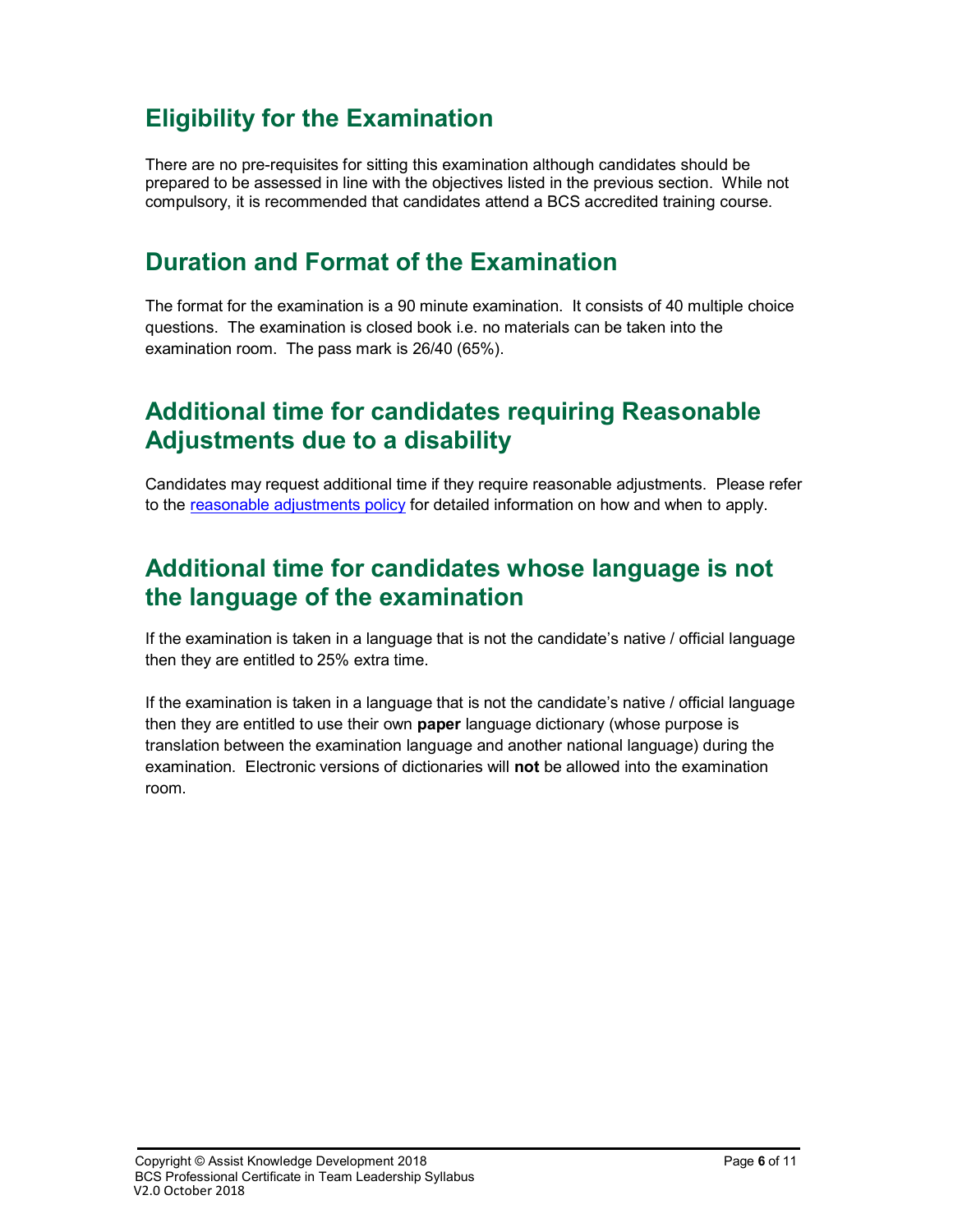## Eligibility for the Examination

There are no pre-requisites for sitting this examination although candidates should be prepared to be assessed in line with the objectives listed in the previous section. While not compulsory, it is recommended that candidates attend a BCS accredited training course.

## Duration and Format of the Examination

The format for the examination is a 90 minute examination. It consists of 40 multiple choice questions. The examination is closed book i.e. no materials can be taken into the examination room. The pass mark is 26/40 (65%).

## Additional time for candidates requiring Reasonable Adjustments due to a disability

Candidates may request additional time if they require reasonable adjustments. Please refer to the reasonable adjustments policy for detailed information on how and when to apply.

## Additional time for candidates whose language is not the language of the examination

If the examination is taken in a language that is not the candidate's native / official language then they are entitled to 25% extra time.

If the examination is taken in a language that is not the candidate's native / official language then they are entitled to use their own **paper** language dictionary (whose purpose is translation between the examination language and another national language) during the examination. Electronic versions of dictionaries will **not** be allowed into the examination room.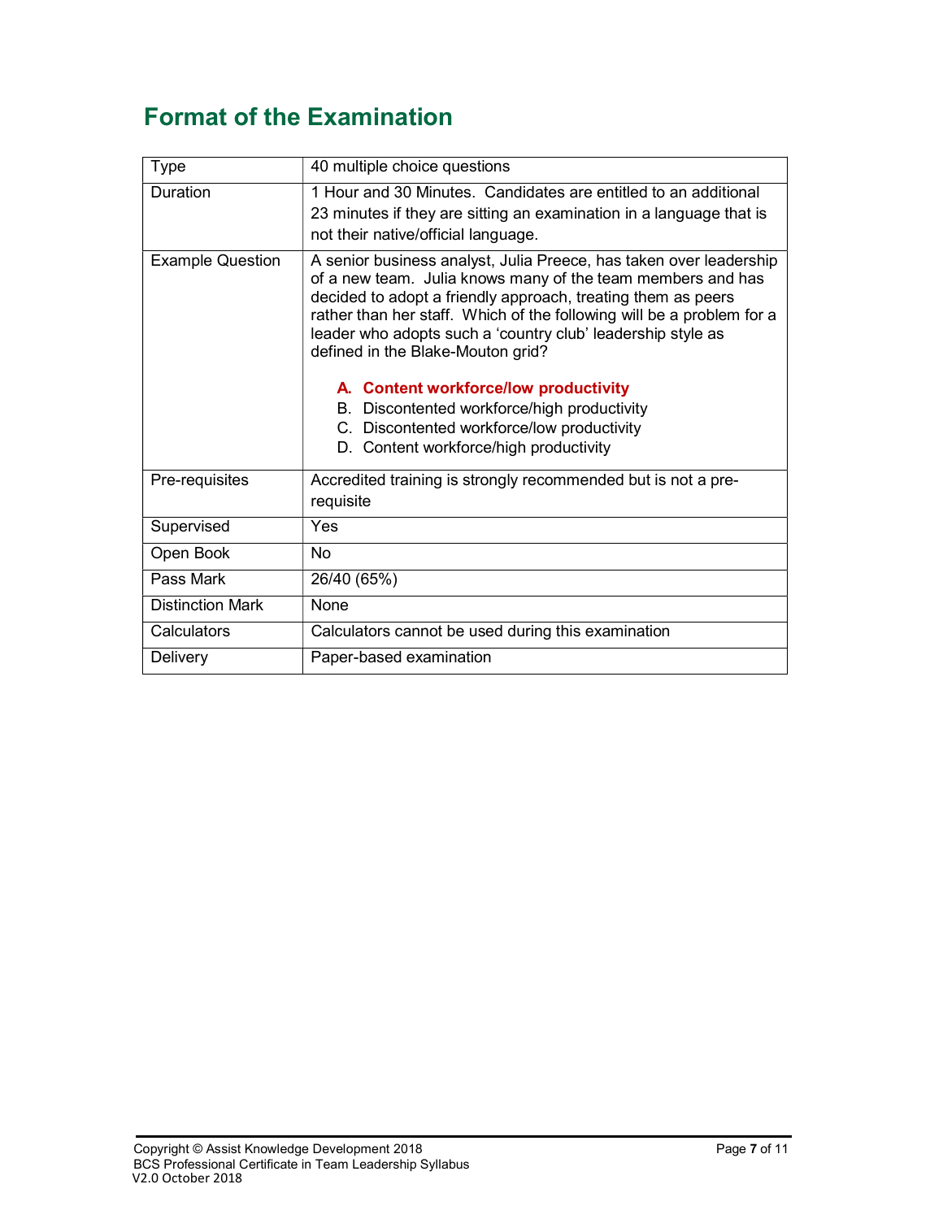# Format of the Examination

| Type | 40 multiple choice questions |
|---|---|
| Duration | 1 Hour and 30 Minutes. Candidates are entitled to an additional 23 minutes if they are sitting an examination in a language that is not their native/official language. |
| Example Question | A senior business analyst, Julia Preece, has taken over leadership of a new team. Julia knows many of the team members and has decided to adopt a friendly approach, treating them as peers rather than her staff. Which of the following will be a problem for a leader who adopts such a 'country club' leadership style as defined in the Blake-Mouton grid?<br><br>**A. Content workforce/low productivity**<br>B. Discontented workforce/high productivity<br>C. Discontented workforce/low productivity<br>D. Content workforce/high productivity |
| Pre-requisites | Accredited training is strongly recommended but is not a pre-requisite |
| Supervised | Yes |
| Open Book | No |
| Pass Mark | 26/40 (65%) |
| Distinction Mark | None |
| Calculators | Calculators cannot be used during this examination |
| Delivery | Paper-based examination |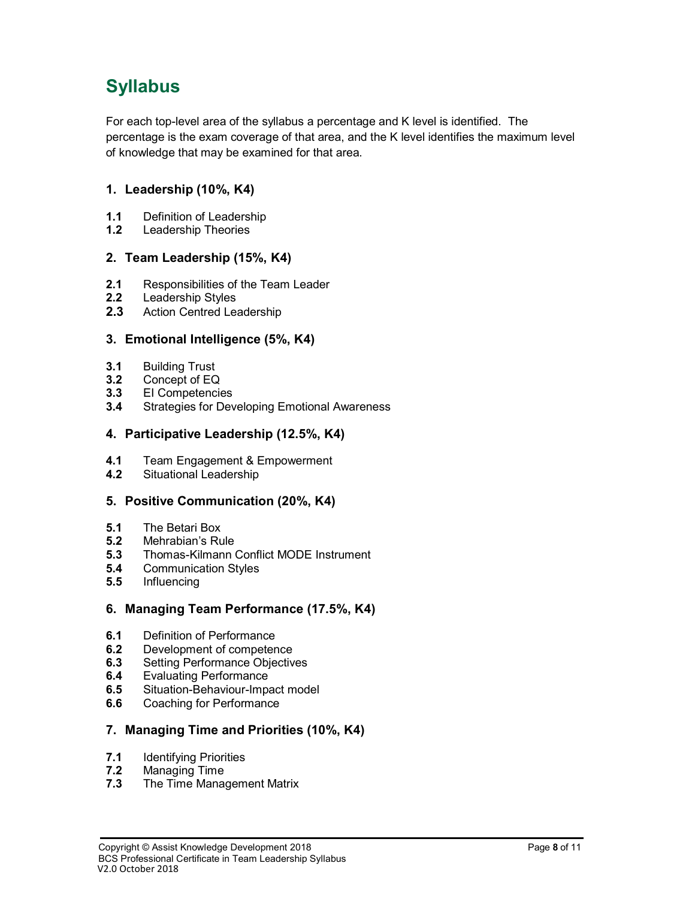# Syllabus

For each top-level area of the syllabus a percentage and K level is identified. The percentage is the exam coverage of that area, and the K level identifies the maximum level of knowledge that may be examined for that area.

### 1. Leadership (10%, K4)

**1.1** Definition of Leadership
**1.2** Leadership Theories

### 2. Team Leadership (15%, K4)

**2.1** Responsibilities of the Team Leader
**2.2** Leadership Styles
**2.3** Action Centred Leadership

### 3. Emotional Intelligence (5%, K4)

**3.1** Building Trust
**3.2** Concept of EQ
**3.3** EI Competencies
**3.4** Strategies for Developing Emotional Awareness

### 4. Participative Leadership (12.5%, K4)

**4.1** Team Engagement & Empowerment
**4.2** Situational Leadership

### 5. Positive Communication (20%, K4)

**5.1** The Betari Box
**5.2** Mehrabian's Rule
**5.3** Thomas-Kilmann Conflict MODE Instrument
**5.4** Communication Styles
**5.5** Influencing

### 6. Managing Team Performance (17.5%, K4)

**6.1** Definition of Performance
**6.2** Development of competence
**6.3** Setting Performance Objectives
**6.4** Evaluating Performance
**6.5** Situation-Behaviour-Impact model
**6.6** Coaching for Performance

### 7. Managing Time and Priorities (10%, K4)

**7.1** Identifying Priorities
**7.2** Managing Time
**7.3** The Time Management Matrix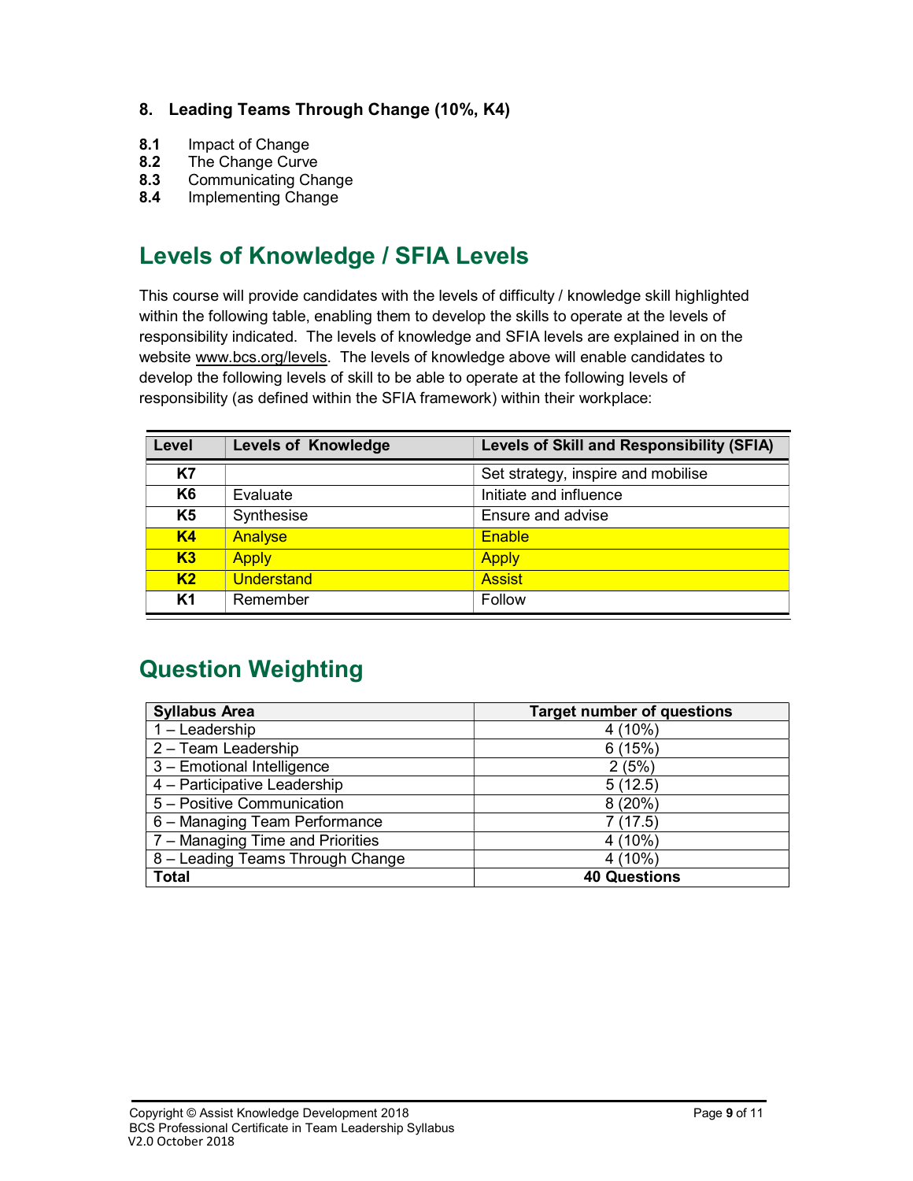## 8. Leading Teams Through Change (10%, K4)

**8.1** Impact of Change
**8.2** The Change Curve
**8.3** Communicating Change
**8.4** Implementing Change

# Levels of Knowledge / SFIA Levels

This course will provide candidates with the levels of difficulty / knowledge skill highlighted within the following table, enabling them to develop the skills to operate at the levels of responsibility indicated. The levels of knowledge and SFIA levels are explained in on the website www.bcs.org/levels. The levels of knowledge above will enable candidates to develop the following levels of skill to be able to operate at the following levels of responsibility (as defined within the SFIA framework) within their workplace:

| Level | Levels of Knowledge | Levels of Skill and Responsibility (SFIA) |
|---|---|---|
| K7 | | Set strategy, inspire and mobilise |
| K6 | Evaluate | Initiate and influence |
| K5 | Synthesise | Ensure and advise |
| K4 | Analyse | Enable |
| K3 | Apply | Apply |
| K2 | Understand | Assist |
| K1 | Remember | Follow |

# Question Weighting

| Syllabus Area | Target number of questions |
|---|---|
| 1 – Leadership | 4 (10%) |
| 2 – Team Leadership | 6 (15%) |
| 3 – Emotional Intelligence | 2 (5%) |
| 4 – Participative Leadership | 5 (12.5) |
| 5 – Positive Communication | 8 (20%) |
| 6 – Managing Team Performance | 7 (17.5) |
| 7 – Managing Time and Priorities | 4 (10%) |
| 8 – Leading Teams Through Change | 4 (10%) |
| **Total** | **40 Questions** |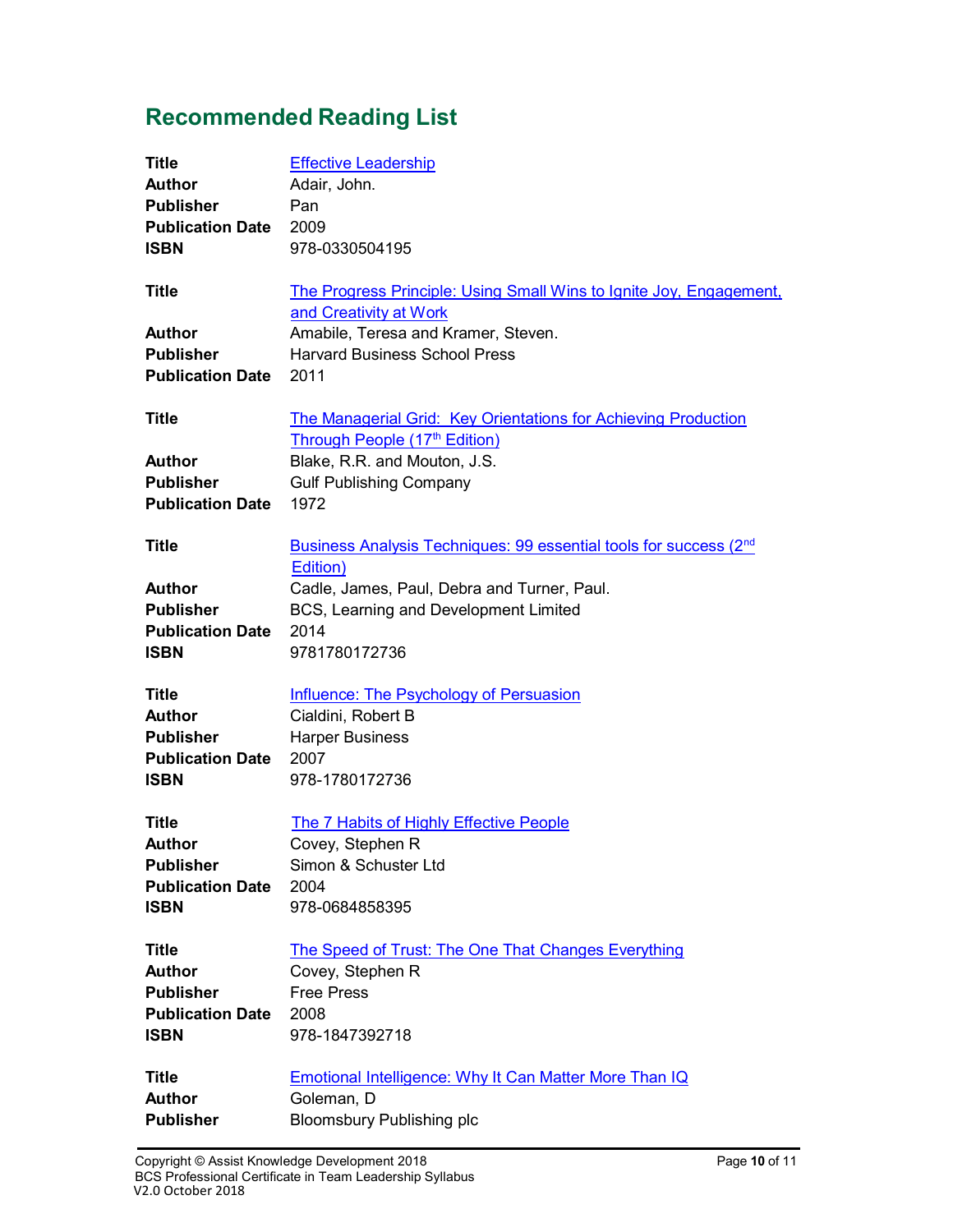## Recommended Reading List

| | |
|---|---|
| **Title** | Effective Leadership |
| **Author** | Adair, John. |
| **Publisher** | Pan |
| **Publication Date** | 2009 |
| **ISBN** | 978-0330504195 |

| | |
|---|---|
| **Title** | The Progress Principle: Using Small Wins to Ignite Joy, Engagement, and Creativity at Work |
| **Author** | Amabile, Teresa and Kramer, Steven. |
| **Publisher** | Harvard Business School Press |
| **Publication Date** | 2011 |

| | |
|---|---|
| **Title** | The Managerial Grid: Key Orientations for Achieving Production Through People (17th Edition) |
| **Author** | Blake, R.R. and Mouton, J.S. |
| **Publisher** | Gulf Publishing Company |
| **Publication Date** | 1972 |

| | |
|---|---|
| **Title** | Business Analysis Techniques: 99 essential tools for success (2nd Edition) |
| **Author** | Cadle, James, Paul, Debra and Turner, Paul. |
| **Publisher** | BCS, Learning and Development Limited |
| **Publication Date** | 2014 |
| **ISBN** | 9781780172736 |

| | |
|---|---|
| **Title** | Influence: The Psychology of Persuasion |
| **Author** | Cialdini, Robert B |
| **Publisher** | Harper Business |
| **Publication Date** | 2007 |
| **ISBN** | 978-1780172736 |

| | |
|---|---|
| **Title** | The 7 Habits of Highly Effective People |
| **Author** | Covey, Stephen R |
| **Publisher** | Simon & Schuster Ltd |
| **Publication Date** | 2004 |
| **ISBN** | 978-0684858395 |

| | |
|---|---|
| **Title** | The Speed of Trust: The One That Changes Everything |
| **Author** | Covey, Stephen R |
| **Publisher** | Free Press |
| **Publication Date** | 2008 |
| **ISBN** | 978-1847392718 |

| | |
|---|---|
| **Title** | Emotional Intelligence: Why It Can Matter More Than IQ |
| **Author** | Goleman, D |
| **Publisher** | Bloomsbury Publishing plc |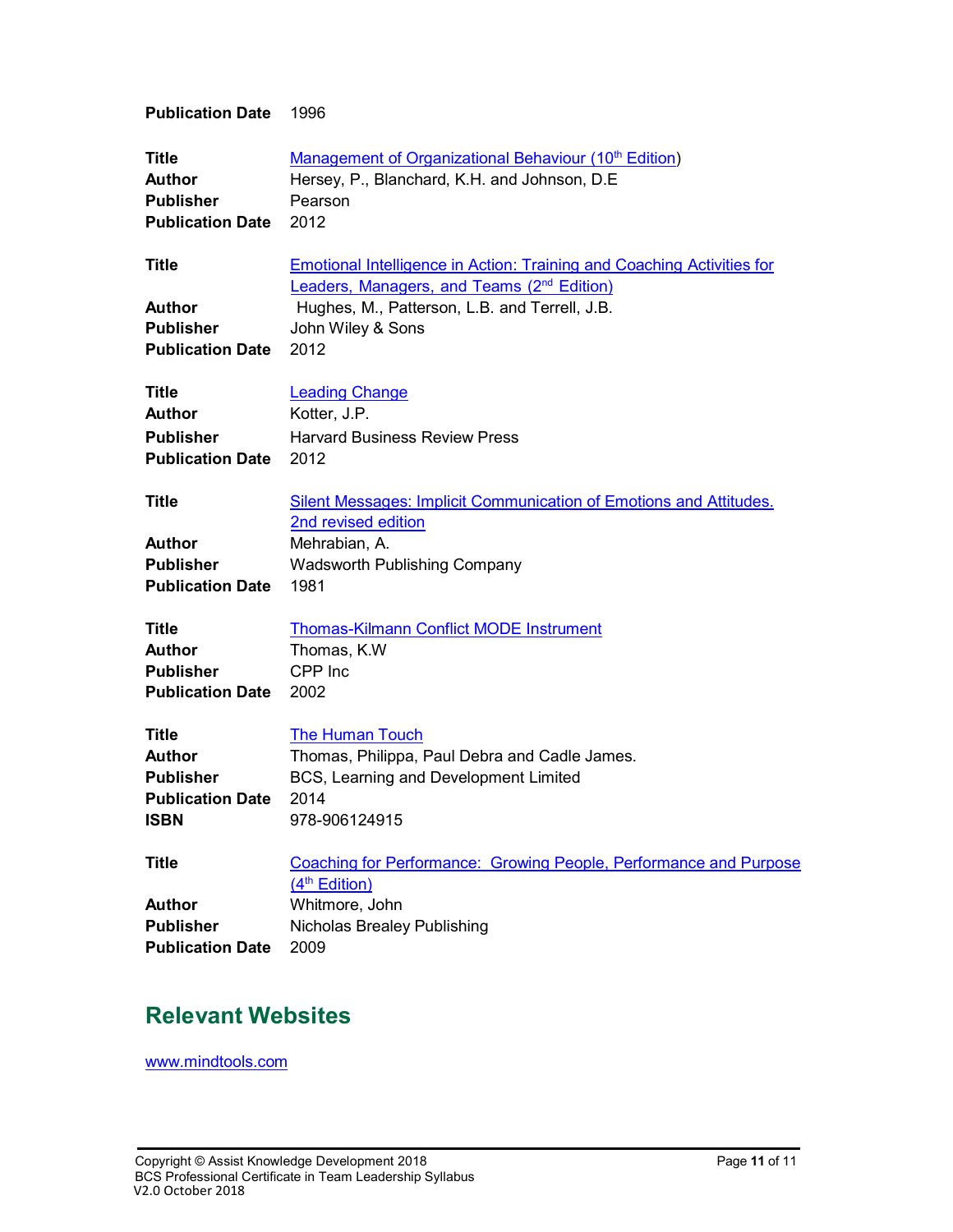| | |
|---|---|
| **Publication Date** | 1996 |

| | |
|---|---|
| **Title** | Management of Organizational Behaviour (10th Edition) |
| **Author** | Hersey, P., Blanchard, K.H. and Johnson, D.E |
| **Publisher** | Pearson |
| **Publication Date** | 2012 |

| | |
|---|---|
| **Title** | Emotional Intelligence in Action: Training and Coaching Activities for Leaders, Managers, and Teams (2nd Edition) |
| **Author** | Hughes, M., Patterson, L.B. and Terrell, J.B. |
| **Publisher** | John Wiley & Sons |
| **Publication Date** | 2012 |

| | |
|---|---|
| **Title** | Leading Change |
| **Author** | Kotter, J.P. |
| **Publisher** | Harvard Business Review Press |
| **Publication Date** | 2012 |

| | |
|---|---|
| **Title** | Silent Messages: Implicit Communication of Emotions and Attitudes. 2nd revised edition |
| **Author** | Mehrabian, A. |
| **Publisher** | Wadsworth Publishing Company |
| **Publication Date** | 1981 |

| | |
|---|---|
| **Title** | Thomas-Kilmann Conflict MODE Instrument |
| **Author** | Thomas, K.W |
| **Publisher** | CPP Inc |
| **Publication Date** | 2002 |

| | |
|---|---|
| **Title** | The Human Touch |
| **Author** | Thomas, Philippa, Paul Debra and Cadle James. |
| **Publisher** | BCS, Learning and Development Limited |
| **Publication Date** | 2014 |
| **ISBN** | 978-906124915 |

| | |
|---|---|
| **Title** | Coaching for Performance: Growing People, Performance and Purpose (4th Edition) |
| **Author** | Whitmore, John |
| **Publisher** | Nicholas Brealey Publishing |
| **Publication Date** | 2009 |

## Relevant Websites

www.mindtools.com